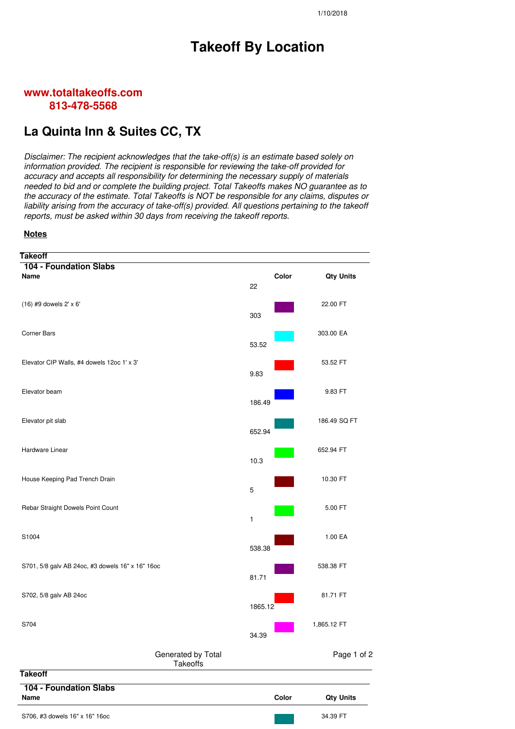1/10/2018

# Takeoff By Location

**www.totaltakeoffs.com**
**813-478-5568**

## La Quinta Inn & Suites CC, TX

*Disclaimer: The recipient acknowledges that the take-off(s) is an estimate based solely on information provided. The recipient is responsible for reviewing the take-off provided for accuracy and accepts all responsibility for determining the necessary supply of materials needed to bid and or complete the building project. Total Takeoffs makes NO guarantee as to the accuracy of the estimate. Total Takeoffs is NOT be responsible for any claims, disputes or liability arising from the accuracy of take-off(s) provided. All questions pertaining to the takeoff reports, must be asked within 30 days from receiving the takeoff reports.*

**Notes**

**Takeoff**

**104 - Foundation Slabs**

| Name | | Color | Qty Units |
|---|---|---|---|
| (16) #9 dowels 2' x 6' | 22 | | 22.00 FT |
| Corner Bars | 303 | | 303.00 EA |
| Elevator CIP Walls, #4 dowels 12oc 1' x 3' | 53.52 | | 53.52 FT |
| Elevator beam | 9.83 | | 9.83 FT |
| Elevator pit slab | 186.49 | | 186.49 SQ FT |
| Hardware Linear | 652.94 | | 652.94 FT |
| House Keeping Pad Trench Drain | 10.3 | | 10.30 FT |
| Rebar Straight Dowels Point Count | 5 | | 5.00 FT |
| S1004 | 1 | | 1.00 EA |
| S701, 5/8 galv AB 24oc, #3 dowels 16" x 16" 16oc | 538.38 | | 538.38 FT |
| S702, 5/8 galv AB 24oc | 81.71 | | 81.71 FT |
| S704 | 1865.12 | | 1,865.12 FT |
| S706, #3 dowels 16" x 16" 16oc | 34.39 | | 34.39 FT |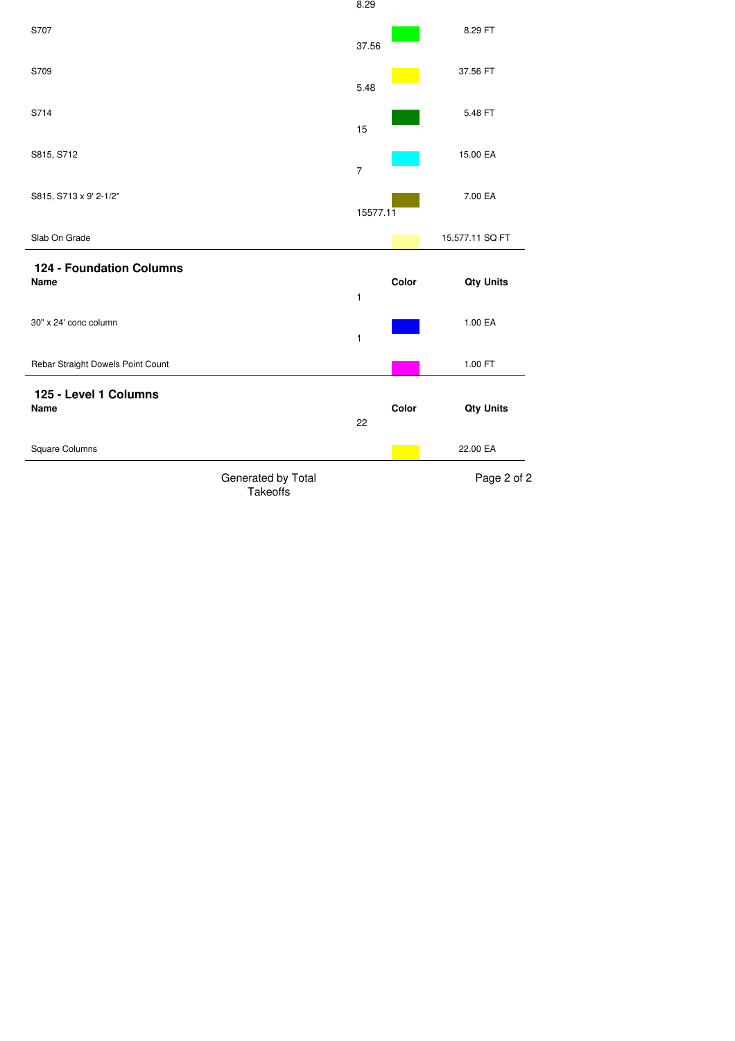| Name | | Color | Qty Units |
|---|---|---|---|
| S707 | 8.29 | | 8.29 FT |
| S709 | 37.56 | | 37.56 FT |
| S714 | 5.48 | | 5.48 FT |
| S815, S712 | 15 | | 15.00 EA |
| S815, S713 x 9' 2-1/2" | 7 | | 7.00 EA |
| Slab On Grade | 15577.11 | | 15,577.11 SQ FT |

## 124 - Foundation Columns

| Name | | Color | Qty Units |
|---|---|---|---|
| 30" x 24' conc column | 1 | | 1.00 EA |
| Rebar Straight Dowels Point Count | 1 | | 1.00 FT |

## 125 - Level 1 Columns

| Name | | Color | Qty Units |
|---|---|---|---|
| Square Columns | 22 | | 22.00 EA |

Generated by Total Takeoffs